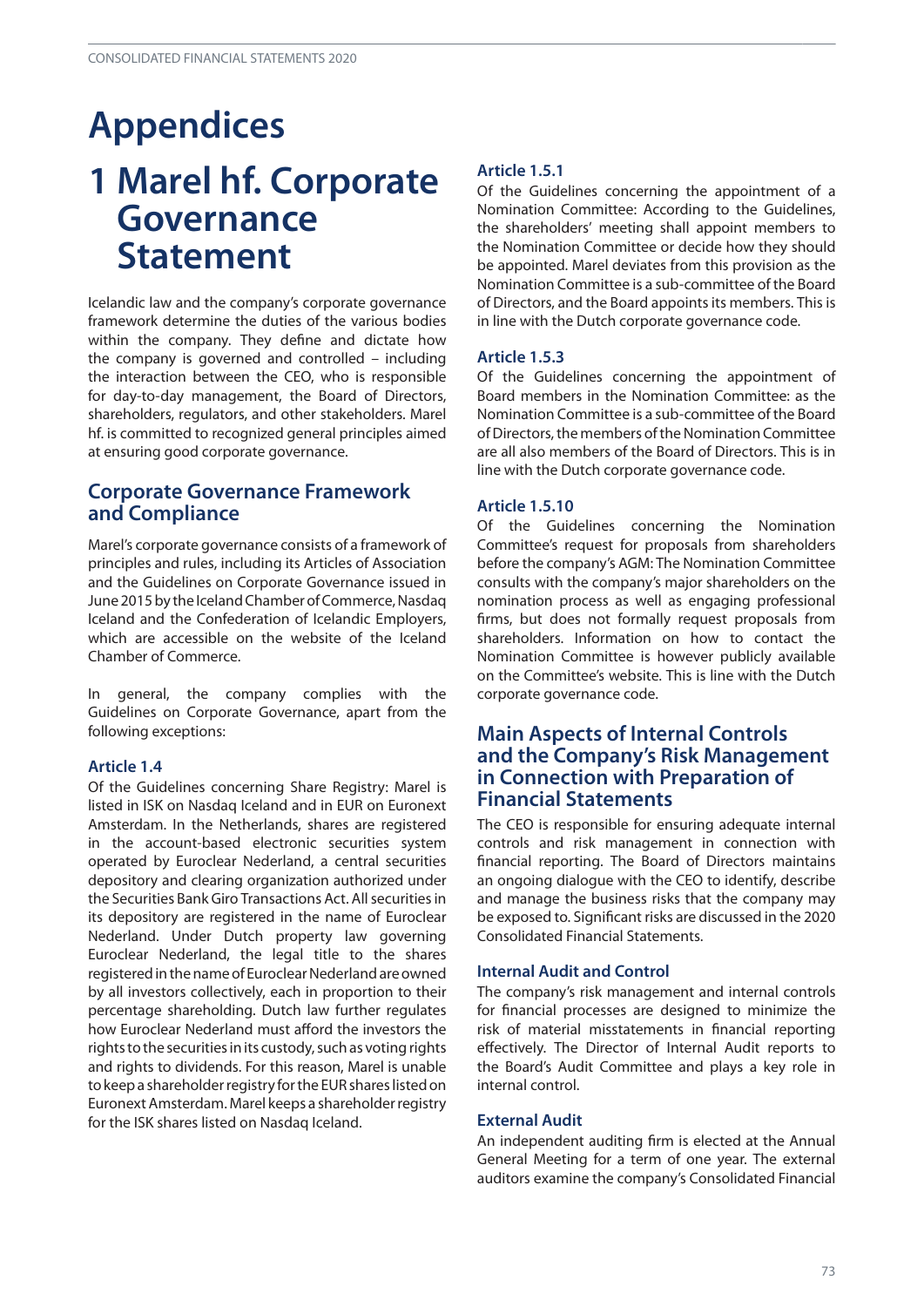# Appendices

# 1 Marel hf. Corporate Governance Statement

Icelandic law and the company's corporate governance framework determine the duties of the various bodies within the company. They define and dictate how the company is governed and controlled – including the interaction between the CEO, who is responsible for day-to-day management, the Board of Directors, shareholders, regulators, and other stakeholders. Marel hf. is committed to recognized general principles aimed at ensuring good corporate governance.

## Corporate Governance Framework and Compliance

Marel's corporate governance consists of a framework of principles and rules, including its Articles of Association and the Guidelines on Corporate Governance issued in June 2015 by the Iceland Chamber of Commerce, Nasdaq Iceland and the Confederation of Icelandic Employers, which are accessible on the website of the Iceland Chamber of Commerce.

In general, the company complies with the Guidelines on Corporate Governance, apart from the following exceptions:

### Article 1.4

Of the Guidelines concerning Share Registry: Marel is listed in ISK on Nasdaq Iceland and in EUR on Euronext Amsterdam. In the Netherlands, shares are registered in the account-based electronic securities system operated by Euroclear Nederland, a central securities depository and clearing organization authorized under the Securities Bank Giro Transactions Act. All securities in its depository are registered in the name of Euroclear Nederland. Under Dutch property law governing Euroclear Nederland, the legal title to the shares registered in the name of Euroclear Nederland are owned by all investors collectively, each in proportion to their percentage shareholding. Dutch law further regulates how Euroclear Nederland must afford the investors the rights to the securities in its custody, such as voting rights and rights to dividends. For this reason, Marel is unable to keep a shareholder registry for the EUR shares listed on Euronext Amsterdam. Marel keeps a shareholder registry for the ISK shares listed on Nasdaq Iceland.

### Article 1.5.1

Of the Guidelines concerning the appointment of a Nomination Committee: According to the Guidelines, the shareholders' meeting shall appoint members to the Nomination Committee or decide how they should be appointed. Marel deviates from this provision as the Nomination Committee is a sub-committee of the Board of Directors, and the Board appoints its members. This is in line with the Dutch corporate governance code.

### Article 1.5.3

Of the Guidelines concerning the appointment of Board members in the Nomination Committee: as the Nomination Committee is a sub-committee of the Board of Directors, the members of the Nomination Committee are all also members of the Board of Directors. This is in line with the Dutch corporate governance code.

### Article 1.5.10

Of the Guidelines concerning the Nomination Committee's request for proposals from shareholders before the company's AGM: The Nomination Committee consults with the company's major shareholders on the nomination process as well as engaging professional firms, but does not formally request proposals from shareholders. Information on how to contact the Nomination Committee is however publicly available on the Committee's website. This is line with the Dutch corporate governance code.

## Main Aspects of Internal Controls and the Company's Risk Management in Connection with Preparation of Financial Statements

The CEO is responsible for ensuring adequate internal controls and risk management in connection with financial reporting. The Board of Directors maintains an ongoing dialogue with the CEO to identify, describe and manage the business risks that the company may be exposed to. Significant risks are discussed in the 2020 Consolidated Financial Statements.

### Internal Audit and Control

The company's risk management and internal controls for financial processes are designed to minimize the risk of material misstatements in financial reporting effectively. The Director of Internal Audit reports to the Board's Audit Committee and plays a key role in internal control.

### External Audit

An independent auditing firm is elected at the Annual General Meeting for a term of one year. The external auditors examine the company's Consolidated Financial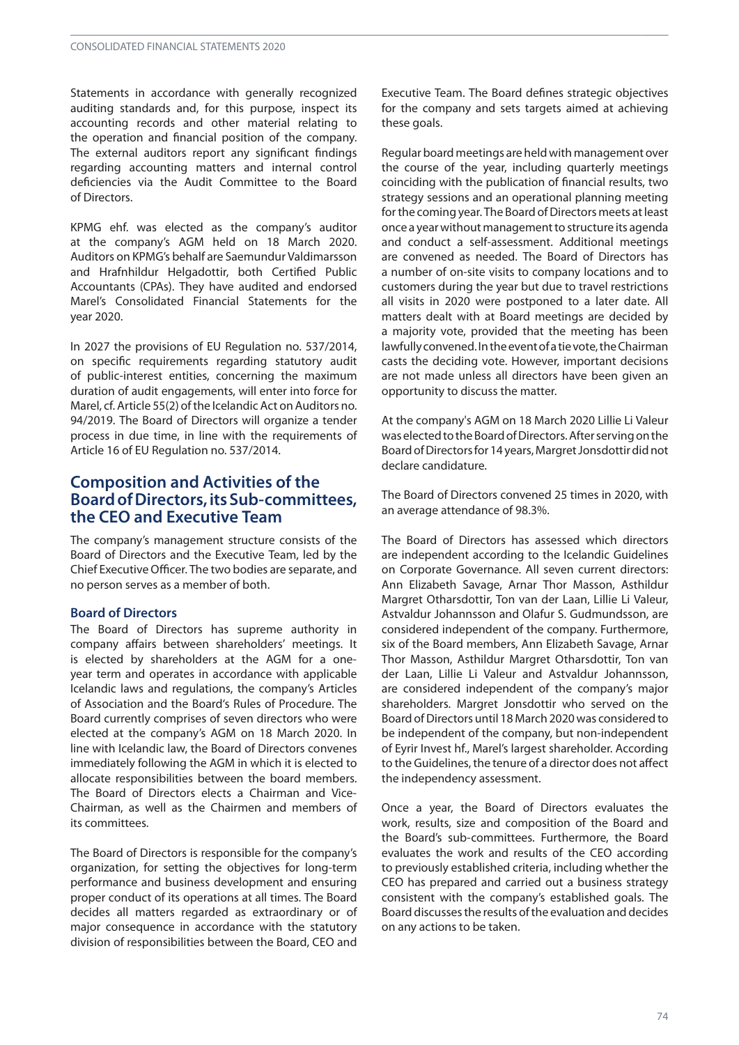Statements in accordance with generally recognized auditing standards and, for this purpose, inspect its accounting records and other material relating to the operation and financial position of the company. The external auditors report any significant findings regarding accounting matters and internal control deficiencies via the Audit Committee to the Board of Directors.

KPMG ehf. was elected as the company's auditor at the company's AGM held on 18 March 2020. Auditors on KPMG's behalf are Saemundur Valdimarsson and Hrafnhildur Helgadottir, both Certified Public Accountants (CPAs). They have audited and endorsed Marel's Consolidated Financial Statements for the year 2020.

In 2027 the provisions of EU Regulation no. 537/2014, on specific requirements regarding statutory audit of public-interest entities, concerning the maximum duration of audit engagements, will enter into force for Marel, cf. Article 55(2) of the Icelandic Act on Auditors no. 94/2019. The Board of Directors will organize a tender process in due time, in line with the requirements of Article 16 of EU Regulation no. 537/2014.

## Composition and Activities of the Board of Directors, its Sub-committees, the CEO and Executive Team

The company's management structure consists of the Board of Directors and the Executive Team, led by the Chief Executive Officer. The two bodies are separate, and no person serves as a member of both.

### Board of Directors

The Board of Directors has supreme authority in company affairs between shareholders' meetings. It is elected by shareholders at the AGM for a one-year term and operates in accordance with applicable Icelandic laws and regulations, the company's Articles of Association and the Board's Rules of Procedure. The Board currently comprises of seven directors who were elected at the company's AGM on 18 March 2020. In line with Icelandic law, the Board of Directors convenes immediately following the AGM in which it is elected to allocate responsibilities between the board members. The Board of Directors elects a Chairman and Vice-Chairman, as well as the Chairmen and members of its committees.

The Board of Directors is responsible for the company's organization, for setting the objectives for long-term performance and business development and ensuring proper conduct of its operations at all times. The Board decides all matters regarded as extraordinary or of major consequence in accordance with the statutory division of responsibilities between the Board, CEO and Executive Team. The Board defines strategic objectives for the company and sets targets aimed at achieving these goals.

Regular board meetings are held with management over the course of the year, including quarterly meetings coinciding with the publication of financial results, two strategy sessions and an operational planning meeting for the coming year. The Board of Directors meets at least once a year without management to structure its agenda and conduct a self-assessment. Additional meetings are convened as needed. The Board of Directors has a number of on-site visits to company locations and to customers during the year but due to travel restrictions all visits in 2020 were postponed to a later date. All matters dealt with at Board meetings are decided by a majority vote, provided that the meeting has been lawfully convened. In the event of a tie vote, the Chairman casts the deciding vote. However, important decisions are not made unless all directors have been given an opportunity to discuss the matter.

At the company's AGM on 18 March 2020 Lillie Li Valeur was elected to the Board of Directors. After serving on the Board of Directors for 14 years, Margret Jonsdottir did not declare candidature.

The Board of Directors convened 25 times in 2020, with an average attendance of 98.3%.

The Board of Directors has assessed which directors are independent according to the Icelandic Guidelines on Corporate Governance. All seven current directors: Ann Elizabeth Savage, Arnar Thor Masson, Asthildur Margret Otharsdottir, Ton van der Laan, Lillie Li Valeur, Astvaldur Johannsson and Olafur S. Gudmundsson, are considered independent of the company. Furthermore, six of the Board members, Ann Elizabeth Savage, Arnar Thor Masson, Asthildur Margret Otharsdottir, Ton van der Laan, Lillie Li Valeur and Astvaldur Johannsson, are considered independent of the company's major shareholders. Margret Jonsdottir who served on the Board of Directors until 18 March 2020 was considered to be independent of the company, but non-independent of Eyrir Invest hf., Marel's largest shareholder. According to the Guidelines, the tenure of a director does not affect the independency assessment.

Once a year, the Board of Directors evaluates the work, results, size and composition of the Board and the Board's sub-committees. Furthermore, the Board evaluates the work and results of the CEO according to previously established criteria, including whether the CEO has prepared and carried out a business strategy consistent with the company's established goals. The Board discusses the results of the evaluation and decides on any actions to be taken.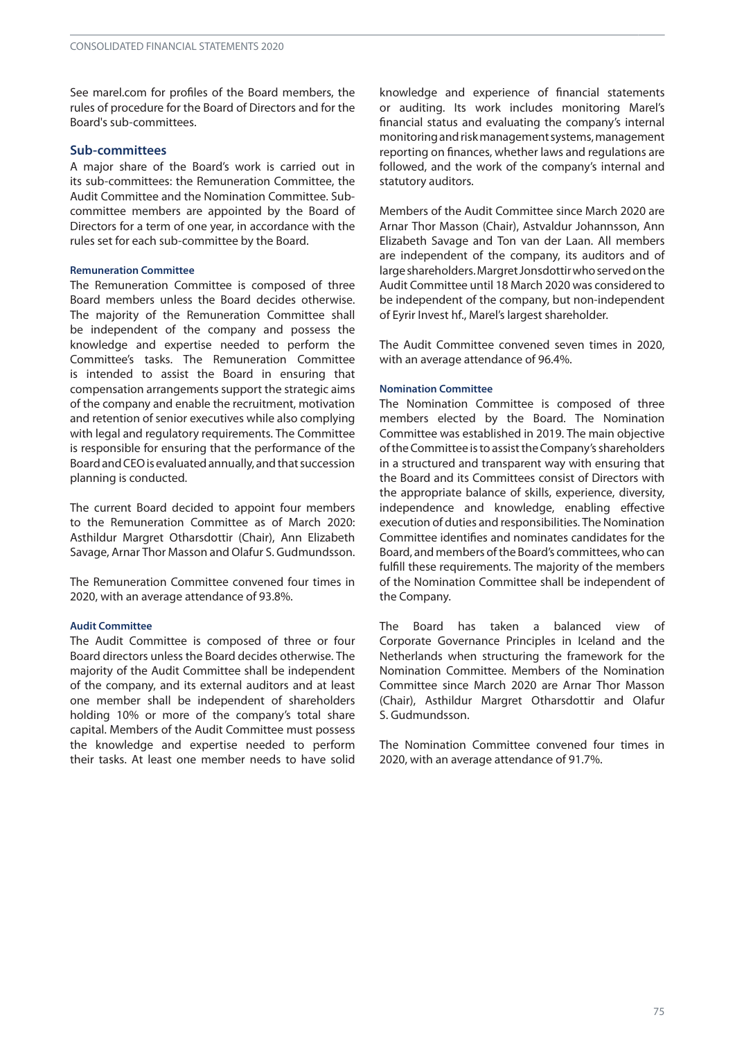See marel.com for profiles of the Board members, the rules of procedure for the Board of Directors and for the Board's sub-committees.

## Sub-committees

A major share of the Board's work is carried out in its sub-committees: the Remuneration Committee, the Audit Committee and the Nomination Committee. Sub-committee members are appointed by the Board of Directors for a term of one year, in accordance with the rules set for each sub-committee by the Board.

### Remuneration Committee

The Remuneration Committee is composed of three Board members unless the Board decides otherwise. The majority of the Remuneration Committee shall be independent of the company and possess the knowledge and expertise needed to perform the Committee's tasks. The Remuneration Committee is intended to assist the Board in ensuring that compensation arrangements support the strategic aims of the company and enable the recruitment, motivation and retention of senior executives while also complying with legal and regulatory requirements. The Committee is responsible for ensuring that the performance of the Board and CEO is evaluated annually, and that succession planning is conducted.

The current Board decided to appoint four members to the Remuneration Committee as of March 2020: Asthildur Margret Otharsdottir (Chair), Ann Elizabeth Savage, Arnar Thor Masson and Olafur S. Gudmundsson.

The Remuneration Committee convened four times in 2020, with an average attendance of 93.8%.

### Audit Committee

The Audit Committee is composed of three or four Board directors unless the Board decides otherwise. The majority of the Audit Committee shall be independent of the company, and its external auditors and at least one member shall be independent of shareholders holding 10% or more of the company's total share capital. Members of the Audit Committee must possess the knowledge and expertise needed to perform their tasks. At least one member needs to have solid knowledge and experience of financial statements or auditing. Its work includes monitoring Marel's financial status and evaluating the company's internal monitoring and risk management systems, management reporting on finances, whether laws and regulations are followed, and the work of the company's internal and statutory auditors.

Members of the Audit Committee since March 2020 are Arnar Thor Masson (Chair), Astvaldur Johannsson, Ann Elizabeth Savage and Ton van der Laan. All members are independent of the company, its auditors and of large shareholders. Margret Jonsdottir who served on the Audit Committee until 18 March 2020 was considered to be independent of the company, but non-independent of Eyrir Invest hf., Marel's largest shareholder.

The Audit Committee convened seven times in 2020, with an average attendance of 96.4%.

### Nomination Committee

The Nomination Committee is composed of three members elected by the Board. The Nomination Committee was established in 2019. The main objective of the Committee is to assist the Company's shareholders in a structured and transparent way with ensuring that the Board and its Committees consist of Directors with the appropriate balance of skills, experience, diversity, independence and knowledge, enabling effective execution of duties and responsibilities. The Nomination Committee identifies and nominates candidates for the Board, and members of the Board's committees, who can fulfill these requirements. The majority of the members of the Nomination Committee shall be independent of the Company.

The Board has taken a balanced view of Corporate Governance Principles in Iceland and the Netherlands when structuring the framework for the Nomination Committee. Members of the Nomination Committee since March 2020 are Arnar Thor Masson (Chair), Asthildur Margret Otharsdottir and Olafur S. Gudmundsson.

The Nomination Committee convened four times in 2020, with an average attendance of 91.7%.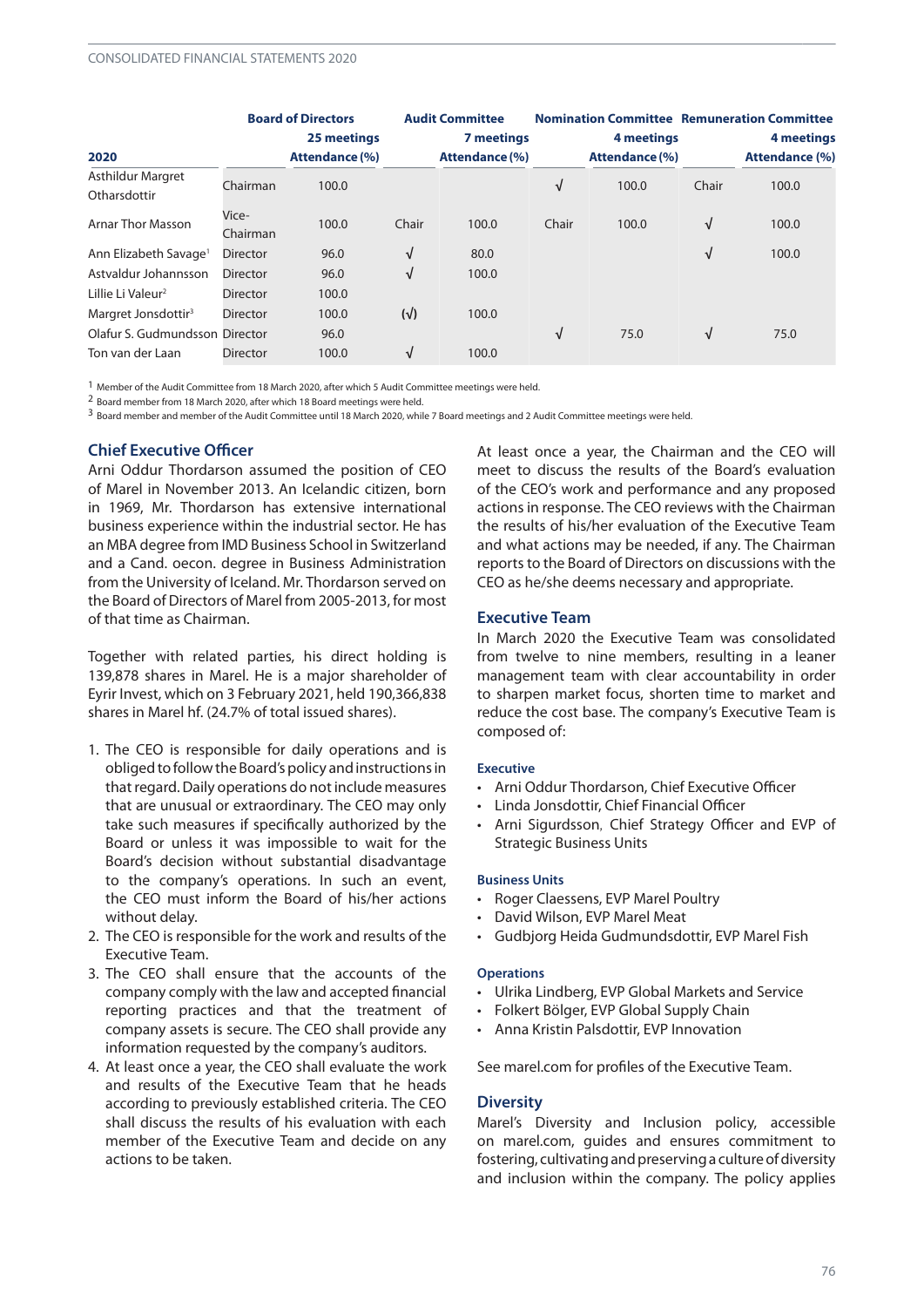| 2020 | Board of Directors | | Audit Committee | | Nomination Committee | | Remuneration Committee | |
|---|---|---|---|---|---|---|---|---|
| | | 25 meetings | | 7 meetings | | 4 meetings | | 4 meetings |
| | | Attendance (%) | | Attendance (%) | | Attendance (%) | | Attendance (%) |
| Asthildur Margret Otharsdottir | Chairman | 100.0 | | | √ | 100.0 | Chair | 100.0 |
| Arnar Thor Masson | Vice-Chairman | 100.0 | Chair | 100.0 | Chair | 100.0 | √ | 100.0 |
| Ann Elizabeth Savage[1] | Director | 96.0 | √ | 80.0 | | | √ | 100.0 |
| Astvaldur Johannsson | Director | 96.0 | √ | 100.0 | | | | |
| Lillie Li Valeur[2] | Director | 100.0 | | | | | | |
| Margret Jonsdottir[3] | Director | 100.0 | (√) | 100.0 | | | | |
| Olafur S. Gudmundsson | Director | 96.0 | | | √ | 75.0 | √ | 75.0 |
| Ton van der Laan | Director | 100.0 | √ | 100.0 | | | | |

[1] Member of the Audit Committee from 18 March 2020, after which 5 Audit Committee meetings were held.

[2] Board member from 18 March 2020, after which 18 Board meetings were held.

[3] Board member and member of the Audit Committee until 18 March 2020, while 7 Board meetings and 2 Audit Committee meetings were held.

## Chief Executive Officer

Arni Oddur Thordarson assumed the position of CEO of Marel in November 2013. An Icelandic citizen, born in 1969, Mr. Thordarson has extensive international business experience within the industrial sector. He has an MBA degree from IMD Business School in Switzerland and a Cand. oecon. degree in Business Administration from the University of Iceland. Mr. Thordarson served on the Board of Directors of Marel from 2005-2013, for most of that time as Chairman.

Together with related parties, his direct holding is 139,878 shares in Marel. He is a major shareholder of Eyrir Invest, which on 3 February 2021, held 190,366,838 shares in Marel hf. (24.7% of total issued shares).

1. The CEO is responsible for daily operations and is obliged to follow the Board's policy and instructions in that regard. Daily operations do not include measures that are unusual or extraordinary. The CEO may only take such measures if specifically authorized by the Board or unless it was impossible to wait for the Board's decision without substantial disadvantage to the company's operations. In such an event, the CEO must inform the Board of his/her actions without delay.
2. The CEO is responsible for the work and results of the Executive Team.
3. The CEO shall ensure that the accounts of the company comply with the law and accepted financial reporting practices and that the treatment of company assets is secure. The CEO shall provide any information requested by the company's auditors.
4. At least once a year, the CEO shall evaluate the work and results of the Executive Team that he heads according to previously established criteria. The CEO shall discuss the results of his evaluation with each member of the Executive Team and decide on any actions to be taken.

At least once a year, the Chairman and the CEO will meet to discuss the results of the Board's evaluation of the CEO's work and performance and any proposed actions in response. The CEO reviews with the Chairman the results of his/her evaluation of the Executive Team and what actions may be needed, if any. The Chairman reports to the Board of Directors on discussions with the CEO as he/she deems necessary and appropriate.

## Executive Team

In March 2020 the Executive Team was consolidated from twelve to nine members, resulting in a leaner management team with clear accountability in order to sharpen market focus, shorten time to market and reduce the cost base. The company's Executive Team is composed of:

#### Executive

- Arni Oddur Thordarson, Chief Executive Officer
- Linda Jonsdottir, Chief Financial Officer
- Arni Sigurdsson, Chief Strategy Officer and EVP of Strategic Business Units

#### Business Units

- Roger Claessens, EVP Marel Poultry
- David Wilson, EVP Marel Meat
- Gudbjorg Heida Gudmundsdottir, EVP Marel Fish

#### Operations

- Ulrika Lindberg, EVP Global Markets and Service
- Folkert Bölger, EVP Global Supply Chain
- Anna Kristin Palsdottir, EVP Innovation

See marel.com for profiles of the Executive Team.

## Diversity

Marel's Diversity and Inclusion policy, accessible on marel.com, guides and ensures commitment to fostering, cultivating and preserving a culture of diversity and inclusion within the company. The policy applies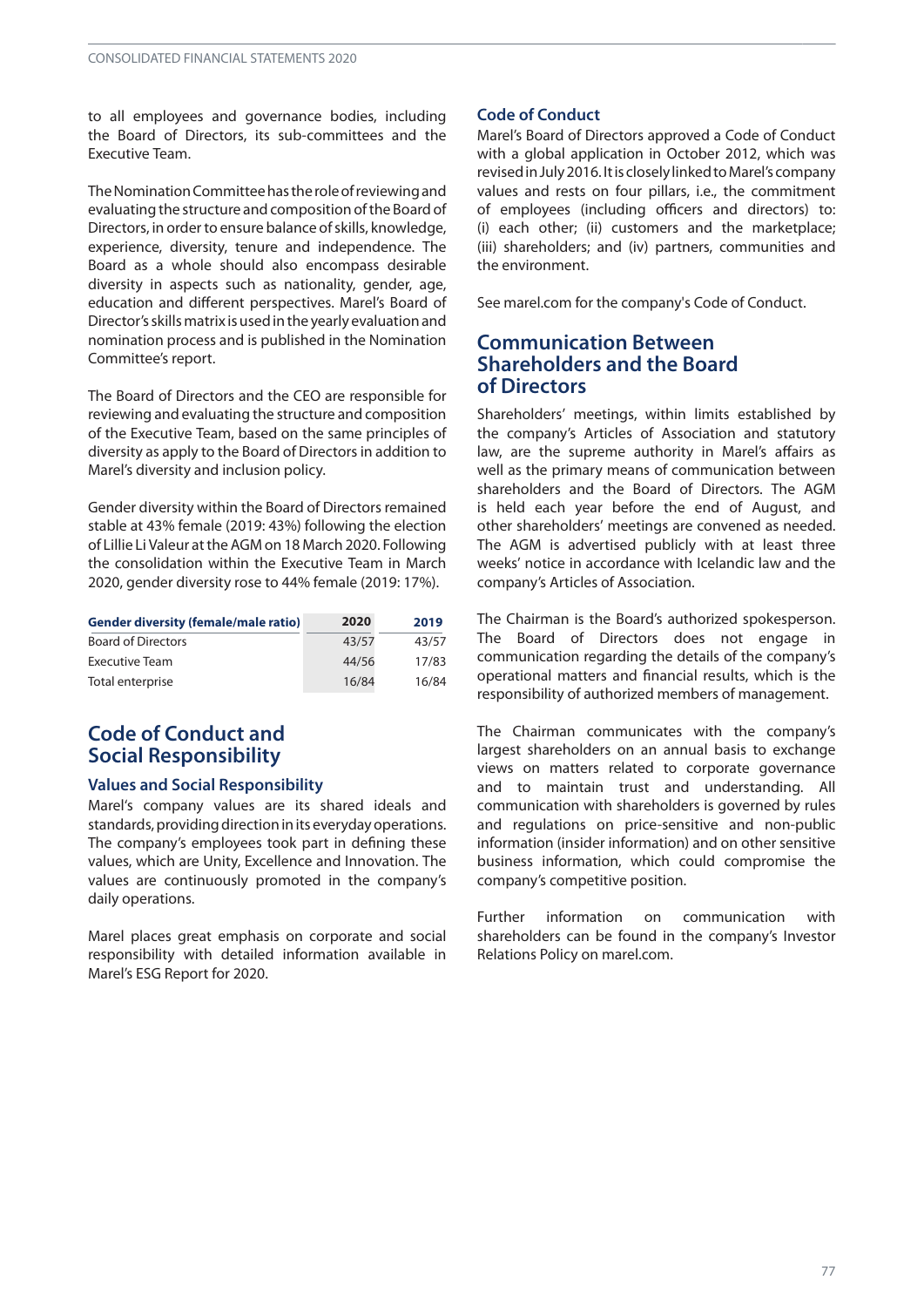to all employees and governance bodies, including the Board of Directors, its sub-committees and the Executive Team.

The Nomination Committee has the role of reviewing and evaluating the structure and composition of the Board of Directors, in order to ensure balance of skills, knowledge, experience, diversity, tenure and independence. The Board as a whole should also encompass desirable diversity in aspects such as nationality, gender, age, education and different perspectives. Marel's Board of Director's skills matrix is used in the yearly evaluation and nomination process and is published in the Nomination Committee's report.

The Board of Directors and the CEO are responsible for reviewing and evaluating the structure and composition of the Executive Team, based on the same principles of diversity as apply to the Board of Directors in addition to Marel's diversity and inclusion policy.

Gender diversity within the Board of Directors remained stable at 43% female (2019: 43%) following the election of Lillie Li Valeur at the AGM on 18 March 2020. Following the consolidation within the Executive Team in March 2020, gender diversity rose to 44% female (2019: 17%).

| Gender diversity (female/male ratio) | 2020 | 2019 |
|---|---|---|
| Board of Directors | 43/57 | 43/57 |
| Executive Team | 44/56 | 17/83 |
| Total enterprise | 16/84 | 16/84 |

## Code of Conduct and Social Responsibility

### Values and Social Responsibility

Marel's company values are its shared ideals and standards, providing direction in its everyday operations. The company's employees took part in defining these values, which are Unity, Excellence and Innovation. The values are continuously promoted in the company's daily operations.

Marel places great emphasis on corporate and social responsibility with detailed information available in Marel's ESG Report for 2020.

### Code of Conduct

Marel's Board of Directors approved a Code of Conduct with a global application in October 2012, which was revised in July 2016. It is closely linked to Marel's company values and rests on four pillars, i.e., the commitment of employees (including officers and directors) to: (i) each other; (ii) customers and the marketplace; (iii) shareholders; and (iv) partners, communities and the environment.

See marel.com for the company's Code of Conduct.

## Communication Between Shareholders and the Board of Directors

Shareholders' meetings, within limits established by the company's Articles of Association and statutory law, are the supreme authority in Marel's affairs as well as the primary means of communication between shareholders and the Board of Directors. The AGM is held each year before the end of August, and other shareholders' meetings are convened as needed. The AGM is advertised publicly with at least three weeks' notice in accordance with Icelandic law and the company's Articles of Association.

The Chairman is the Board's authorized spokesperson. The Board of Directors does not engage in communication regarding the details of the company's operational matters and financial results, which is the responsibility of authorized members of management.

The Chairman communicates with the company's largest shareholders on an annual basis to exchange views on matters related to corporate governance and to maintain trust and understanding. All communication with shareholders is governed by rules and regulations on price-sensitive and non-public information (insider information) and on other sensitive business information, which could compromise the company's competitive position.

Further information on communication with shareholders can be found in the company's Investor Relations Policy on marel.com.